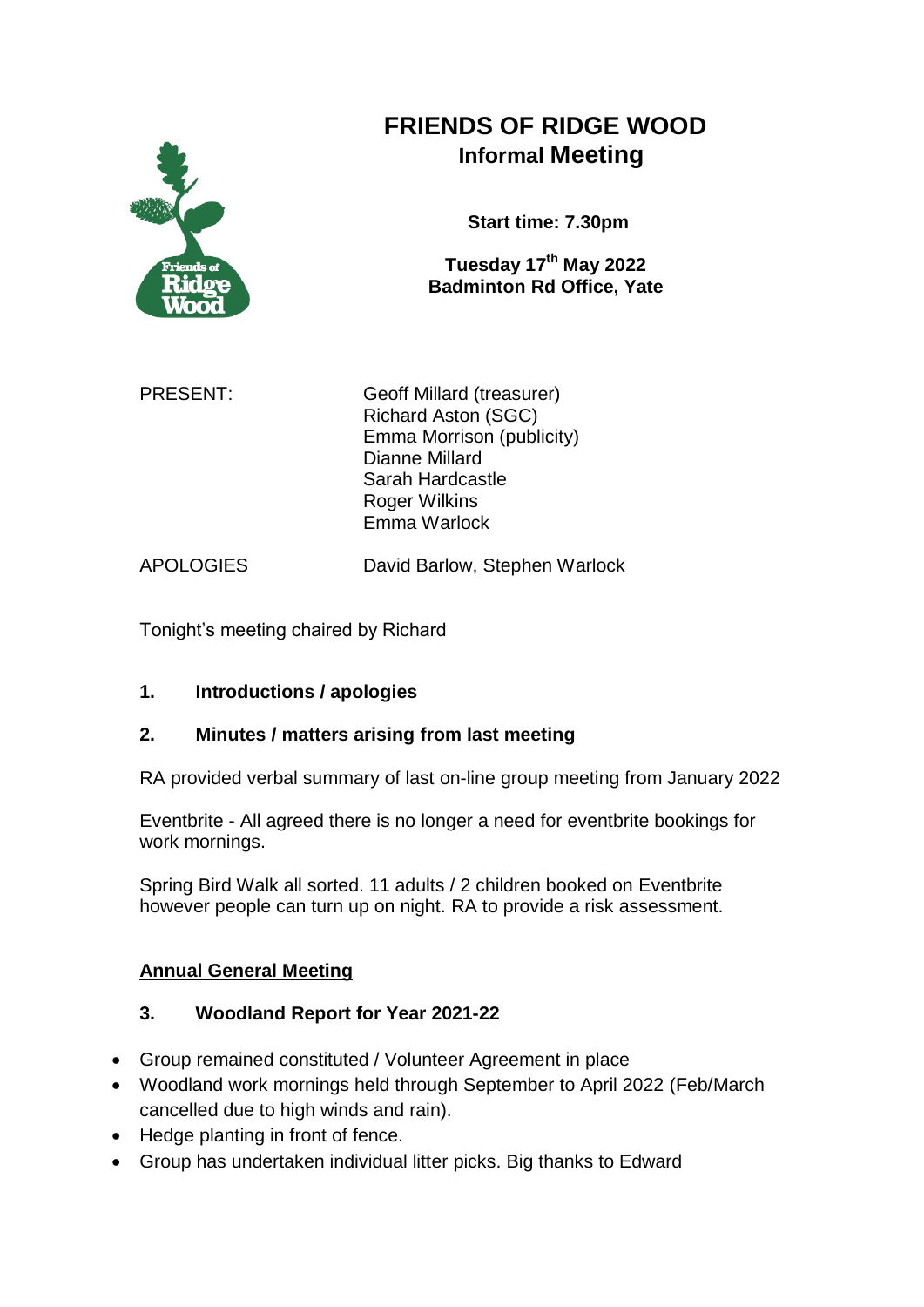# FRIENDS OF RIDGE WOOD
## Informal Meeting

**Start time: 7.30pm**

**Tuesday 17th May 2022**
**Badminton Rd Office, Yate**

| | |
|---|---|
| PRESENT: | Geoff Millard (treasurer)<br>Richard Aston (SGC)<br>Emma Morrison (publicity)<br>Dianne Millard<br>Sarah Hardcastle<br>Roger Wilkins<br>Emma Warlock |
| APOLOGIES | David Barlow, Stephen Warlock |

Tonight's meeting chaired by Richard

### 1. Introductions / apologies

### 2. Minutes / matters arising from last meeting

RA provided verbal summary of last on-line group meeting from January 2022

Eventbrite - All agreed there is no longer a need for eventbrite bookings for work mornings.

Spring Bird Walk all sorted. 11 adults / 2 children booked on Eventbrite however people can turn up on night. RA to provide a risk assessment.

## Annual General Meeting

### 3. Woodland Report for Year 2021-22

- Group remained constituted / Volunteer Agreement in place
- Woodland work mornings held through September to April 2022 (Feb/March cancelled due to high winds and rain).
- Hedge planting in front of fence.
- Group has undertaken individual litter picks. Big thanks to Edward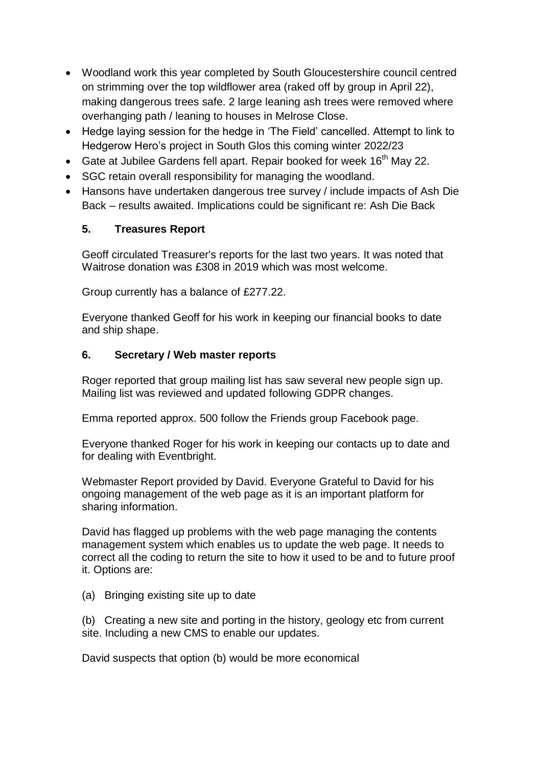- Woodland work this year completed by South Gloucestershire council centred on strimming over the top wildflower area (raked off by group in April 22), making dangerous trees safe. 2 large leaning ash trees were removed where overhanging path / leaning to houses in Melrose Close.
- Hedge laying session for the hedge in 'The Field' cancelled. Attempt to link to Hedgerow Hero's project in South Glos this coming winter 2022/23
- Gate at Jubilee Gardens fell apart. Repair booked for week 16th May 22.
- SGC retain overall responsibility for managing the woodland.
- Hansons have undertaken dangerous tree survey / include impacts of Ash Die Back – results awaited. Implications could be significant re: Ash Die Back

### 5. Treasures Report

Geoff circulated Treasurer's reports for the last two years. It was noted that Waitrose donation was £308 in 2019 which was most welcome.

Group currently has a balance of £277.22.

Everyone thanked Geoff for his work in keeping our financial books to date and ship shape.

### 6. Secretary / Web master reports

Roger reported that group mailing list has saw several new people sign up. Mailing list was reviewed and updated following GDPR changes.

Emma reported approx. 500 follow the Friends group Facebook page.

Everyone thanked Roger for his work in keeping our contacts up to date and for dealing with Eventbright.

Webmaster Report provided by David. Everyone Grateful to David for his ongoing management of the web page as it is an important platform for sharing information.

David has flagged up problems with the web page managing the contents management system which enables us to update the web page. It needs to correct all the coding to return the site to how it used to be and to future proof it. Options are:

(a) Bringing existing site up to date

(b) Creating a new site and porting in the history, geology etc from current site. Including a new CMS to enable our updates.

David suspects that option (b) would be more economical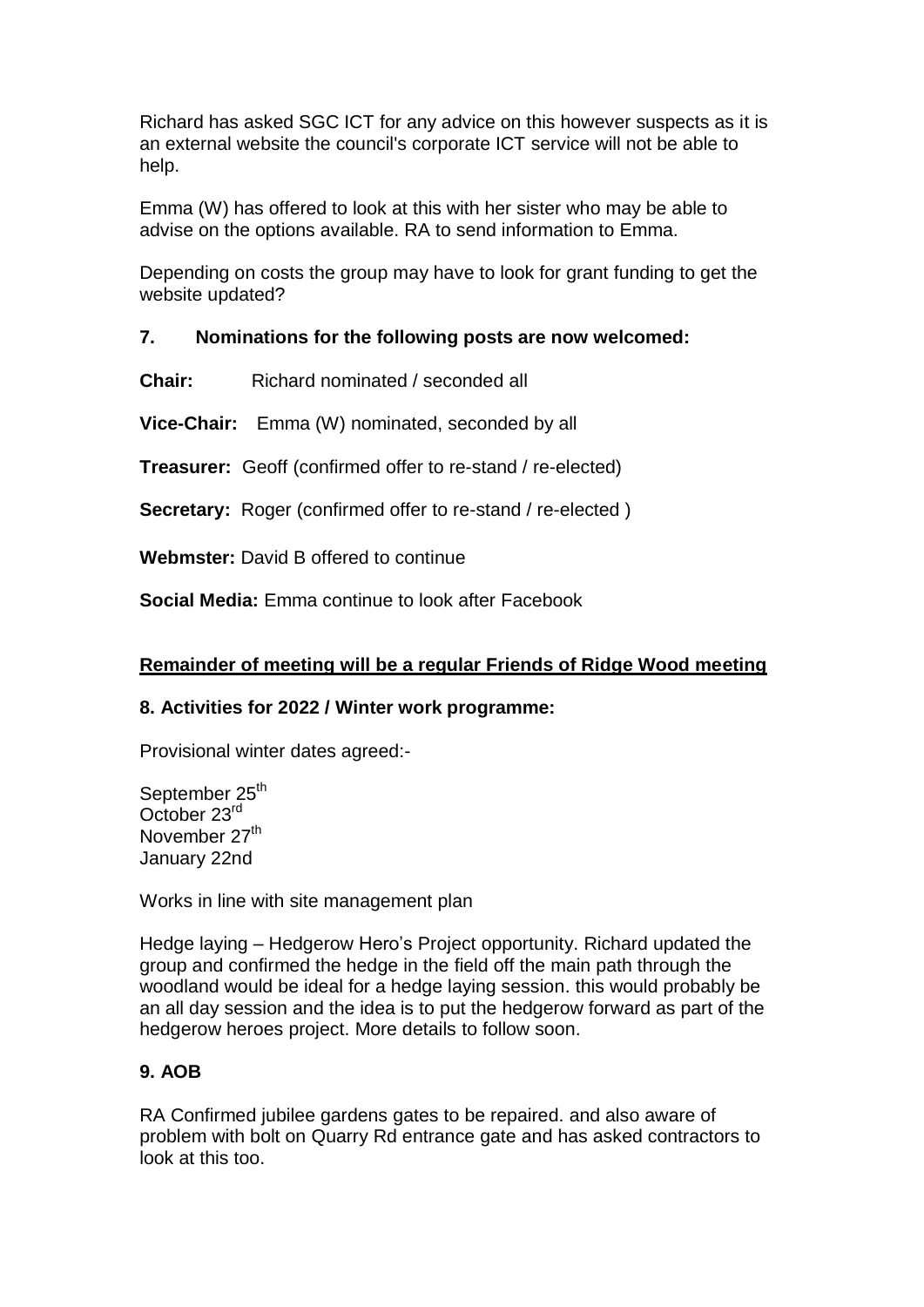Richard has asked SGC ICT for any advice on this however suspects as it is an external website the council's corporate ICT service will not be able to help.

Emma (W) has offered to look at this with her sister who may be able to advise on the options available. RA to send information to Emma.

Depending on costs the group may have to look for grant funding to get the website updated?

**7. Nominations for the following posts are now welcomed:**

**Chair:** Richard nominated / seconded all

**Vice-Chair:** Emma (W) nominated, seconded by all

**Treasurer:** Geoff (confirmed offer to re-stand / re-elected)

**Secretary:** Roger (confirmed offer to re-stand / re-elected )

**Webmster:** David B offered to continue

**Social Media:** Emma continue to look after Facebook

**<u>Remainder of meeting will be a regular Friends of Ridge Wood meeting</u>**

**8. Activities for 2022 / Winter work programme:**

Provisional winter dates agreed:-

September 25th
October 23rd
November 27th
January 22nd

Works in line with site management plan

Hedge laying – Hedgerow Hero's Project opportunity. Richard updated the group and confirmed the hedge in the field off the main path through the woodland would be ideal for a hedge laying session. this would probably be an all day session and the idea is to put the hedgerow forward as part of the hedgerow heroes project. More details to follow soon.

**9. AOB**

RA Confirmed jubilee gardens gates to be repaired. and also aware of problem with bolt on Quarry Rd entrance gate and has asked contractors to look at this too.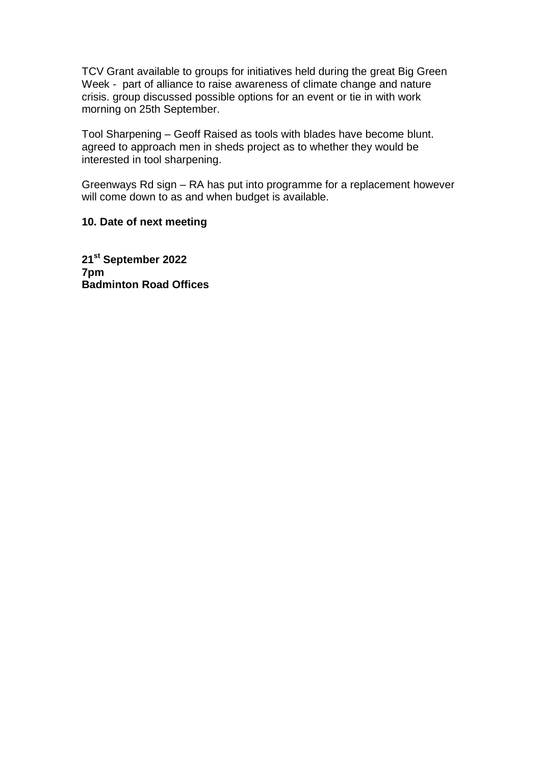TCV Grant available to groups for initiatives held during the great Big Green Week - part of alliance to raise awareness of climate change and nature crisis. group discussed possible options for an event or tie in with work morning on 25th September.

Tool Sharpening – Geoff Raised as tools with blades have become blunt. agreed to approach men in sheds project as to whether they would be interested in tool sharpening.

Greenways Rd sign – RA has put into programme for a replacement however will come down to as and when budget is available.

**10. Date of next meeting**

**21st September 2022**
**7pm**
**Badminton Road Offices**